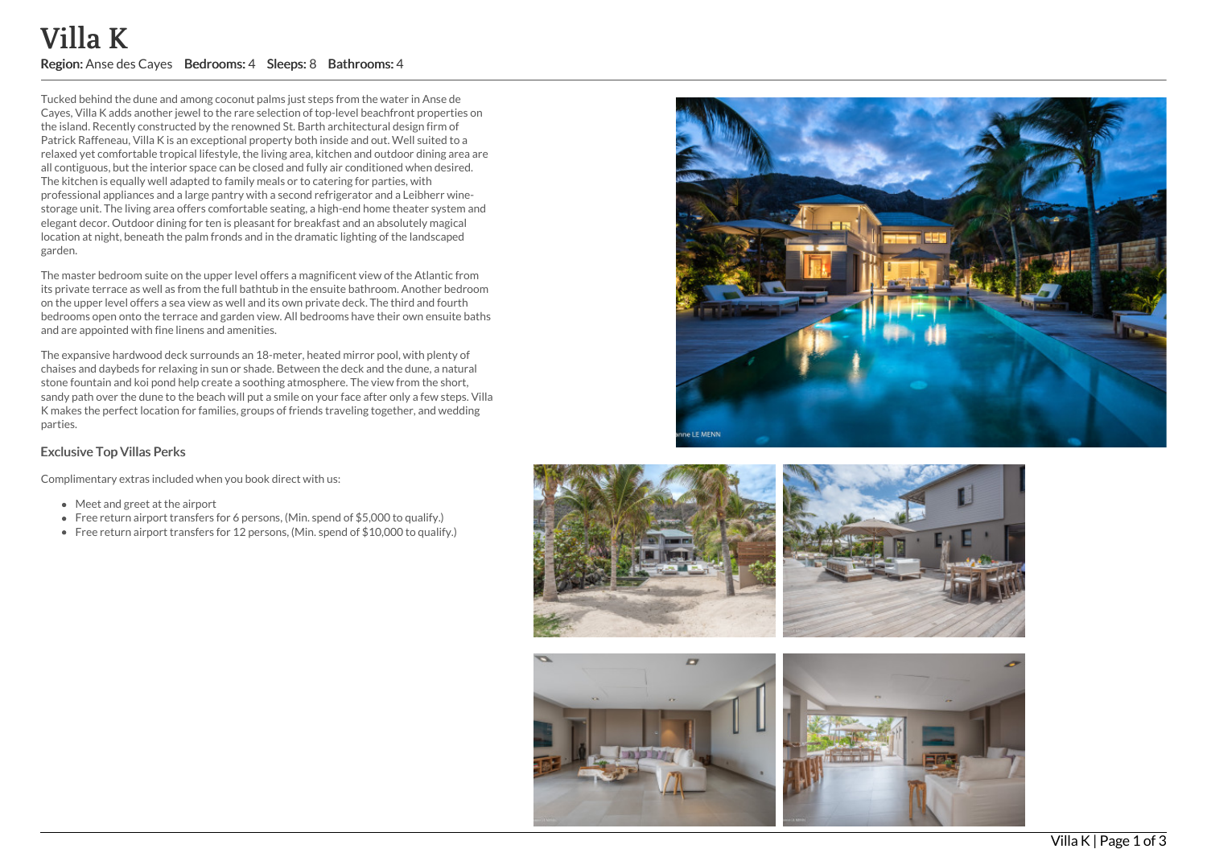# Villa K

**Region:** Anse des Cayes **Bedrooms:** 4 **Sleeps:** 8 **Bathrooms:** 4

Tucked behind the dune and among coconut palms just steps from the water in Anse de Cayes, Villa K adds another jewel to the rare selection of top-level beachfront properties on the island. Recently constructed by the renowned St. Barth architectural design firm of Patrick Raffeneau, Villa K is an exceptional property both inside and out. Well suited to a relaxed yet comfortable tropical lifestyle, the living area, kitchen and outdoor dining area are all contiguous, but the interior space can be closed and fully air conditioned when desired. The kitchen is equally well adapted to family meals or to catering for parties, with professional appliances and a large pantry with a second refrigerator and a Leibherr wine-storage unit. The living area offers comfortable seating, a high-end home theater system and elegant decor. Outdoor dining for ten is pleasant for breakfast and an absolutely magical location at night, beneath the palm fronds and in the dramatic lighting of the landscaped garden.

The master bedroom suite on the upper level offers a magnificent view of the Atlantic from its private terrace as well as from the full bathtub in the ensuite bathroom. Another bedroom on the upper level offers a sea view as well and its own private deck. The third and fourth bedrooms open onto the terrace and garden view. All bedrooms have their own ensuite baths and are appointed with fine linens and amenities.

The expansive hardwood deck surrounds an 18-meter, heated mirror pool, with plenty of chaises and daybeds for relaxing in sun or shade. Between the deck and the dune, a natural stone fountain and koi pond help create a soothing atmosphere. The view from the short, sandy path over the dune to the beach will put a smile on your face after only a few steps. Villa K makes the perfect location for families, groups of friends traveling together, and wedding parties.

### Exclusive Top Villas Perks

Complimentary extras included when you book direct with us:

- Meet and greet at the airport
- Free return airport transfers for 6 persons, (Min. spend of $5,000 to qualify.)
- Free return airport transfers for 12 persons, (Min. spend of $10,000 to qualify.)